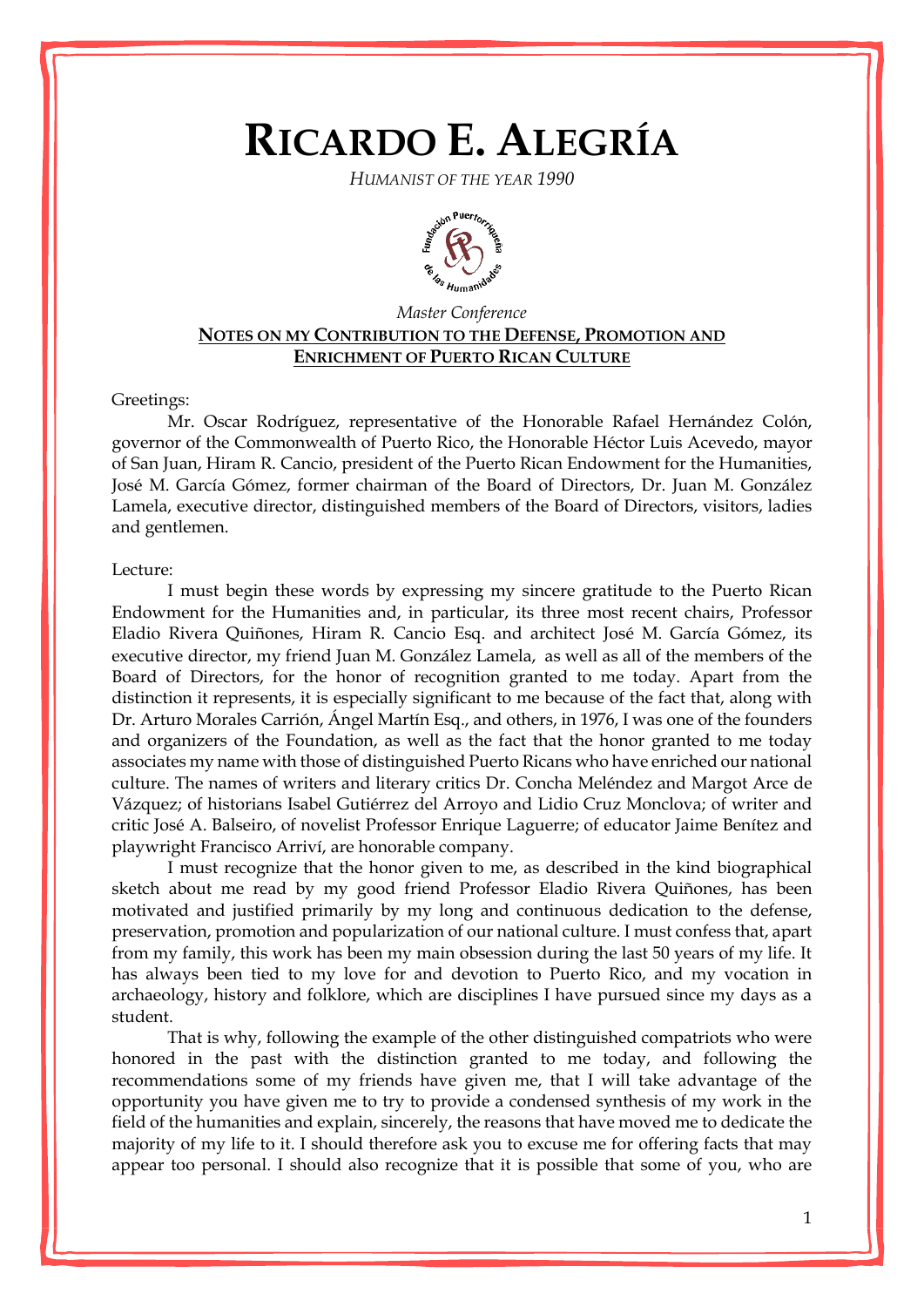# RICARDO E. ALEGRÍA

*HUMANIST OF THE YEAR 1990*

*Master Conference*

**NOTES ON MY CONTRIBUTION TO THE DEFENSE, PROMOTION AND ENRICHMENT OF PUERTO RICAN CULTURE**

Greetings:

Mr. Oscar Rodríguez, representative of the Honorable Rafael Hernández Colón, governor of the Commonwealth of Puerto Rico, the Honorable Héctor Luis Acevedo, mayor of San Juan, Hiram R. Cancio, president of the Puerto Rican Endowment for the Humanities, José M. García Gómez, former chairman of the Board of Directors, Dr. Juan M. González Lamela, executive director, distinguished members of the Board of Directors, visitors, ladies and gentlemen.

Lecture:

I must begin these words by expressing my sincere gratitude to the Puerto Rican Endowment for the Humanities and, in particular, its three most recent chairs, Professor Eladio Rivera Quiñones, Hiram R. Cancio Esq. and architect José M. García Gómez, its executive director, my friend Juan M. González Lamela, as well as all of the members of the Board of Directors, for the honor of recognition granted to me today. Apart from the distinction it represents, it is especially significant to me because of the fact that, along with Dr. Arturo Morales Carrión, Ángel Martín Esq., and others, in 1976, I was one of the founders and organizers of the Foundation, as well as the fact that the honor granted to me today associates my name with those of distinguished Puerto Ricans who have enriched our national culture. The names of writers and literary critics Dr. Concha Meléndez and Margot Arce de Vázquez; of historians Isabel Gutiérrez del Arroyo and Lidio Cruz Monclova; of writer and critic José A. Balseiro, of novelist Professor Enrique Laguerre; of educator Jaime Benítez and playwright Francisco Arriví, are honorable company.

I must recognize that the honor given to me, as described in the kind biographical sketch about me read by my good friend Professor Eladio Rivera Quiñones, has been motivated and justified primarily by my long and continuous dedication to the defense, preservation, promotion and popularization of our national culture. I must confess that, apart from my family, this work has been my main obsession during the last 50 years of my life. It has always been tied to my love for and devotion to Puerto Rico, and my vocation in archaeology, history and folklore, which are disciplines I have pursued since my days as a student.

That is why, following the example of the other distinguished compatriots who were honored in the past with the distinction granted to me today, and following the recommendations some of my friends have given me, that I will take advantage of the opportunity you have given me to try to provide a condensed synthesis of my work in the field of the humanities and explain, sincerely, the reasons that have moved me to dedicate the majority of my life to it. I should therefore ask you to excuse me for offering facts that may appear too personal. I should also recognize that it is possible that some of you, who are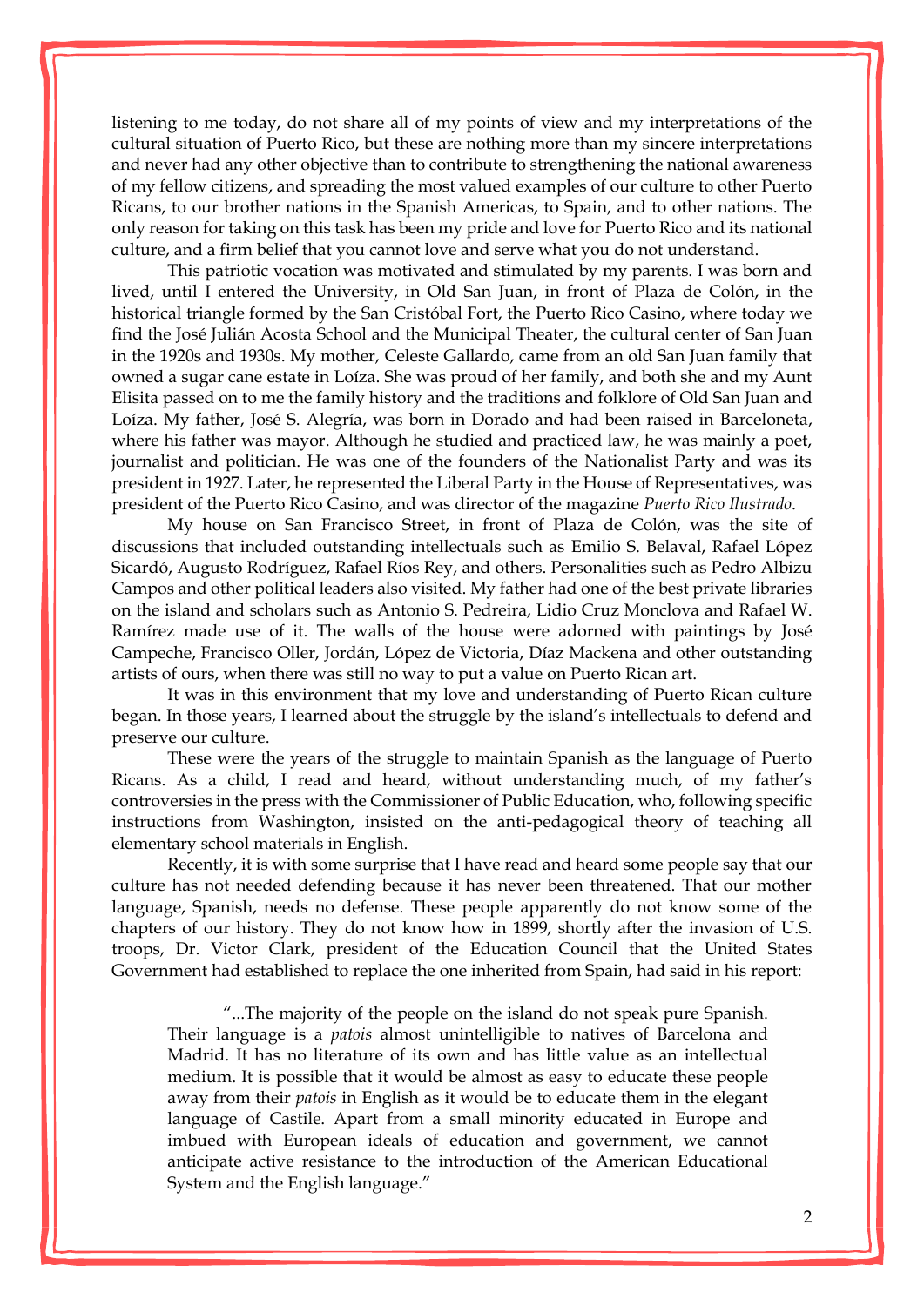listening to me today, do not share all of my points of view and my interpretations of the cultural situation of Puerto Rico, but these are nothing more than my sincere interpretations and never had any other objective than to contribute to strengthening the national awareness of my fellow citizens, and spreading the most valued examples of our culture to other Puerto Ricans, to our brother nations in the Spanish Americas, to Spain, and to other nations. The only reason for taking on this task has been my pride and love for Puerto Rico and its national culture, and a firm belief that you cannot love and serve what you do not understand.

This patriotic vocation was motivated and stimulated by my parents. I was born and lived, until I entered the University, in Old San Juan, in front of Plaza de Colón, in the historical triangle formed by the San Cristóbal Fort, the Puerto Rico Casino, where today we find the José Julián Acosta School and the Municipal Theater, the cultural center of San Juan in the 1920s and 1930s. My mother, Celeste Gallardo, came from an old San Juan family that owned a sugar cane estate in Loíza. She was proud of her family, and both she and my Aunt Elisita passed on to me the family history and the traditions and folklore of Old San Juan and Loíza. My father, José S. Alegría, was born in Dorado and had been raised in Barceloneta, where his father was mayor. Although he studied and practiced law, he was mainly a poet, journalist and politician. He was one of the founders of the Nationalist Party and was its president in 1927. Later, he represented the Liberal Party in the House of Representatives, was president of the Puerto Rico Casino, and was director of the magazine *Puerto Rico Ilustrado*.

My house on San Francisco Street, in front of Plaza de Colón, was the site of discussions that included outstanding intellectuals such as Emilio S. Belaval, Rafael López Sicardó, Augusto Rodríguez, Rafael Ríos Rey, and others. Personalities such as Pedro Albizu Campos and other political leaders also visited. My father had one of the best private libraries on the island and scholars such as Antonio S. Pedreira, Lidio Cruz Monclova and Rafael W. Ramírez made use of it. The walls of the house were adorned with paintings by José Campeche, Francisco Oller, Jordán, López de Victoria, Díaz Mackena and other outstanding artists of ours, when there was still no way to put a value on Puerto Rican art.

It was in this environment that my love and understanding of Puerto Rican culture began. In those years, I learned about the struggle by the island's intellectuals to defend and preserve our culture.

These were the years of the struggle to maintain Spanish as the language of Puerto Ricans. As a child, I read and heard, without understanding much, of my father's controversies in the press with the Commissioner of Public Education, who, following specific instructions from Washington, insisted on the anti-pedagogical theory of teaching all elementary school materials in English.

Recently, it is with some surprise that I have read and heard some people say that our culture has not needed defending because it has never been threatened. That our mother language, Spanish, needs no defense. These people apparently do not know some of the chapters of our history. They do not know how in 1899, shortly after the invasion of U.S. troops, Dr. Victor Clark, president of the Education Council that the United States Government had established to replace the one inherited from Spain, had said in his report:

> "...The majority of the people on the island do not speak pure Spanish. Their language is a *patois* almost unintelligible to natives of Barcelona and Madrid. It has no literature of its own and has little value as an intellectual medium. It is possible that it would be almost as easy to educate these people away from their *patois* in English as it would be to educate them in the elegant language of Castile. Apart from a small minority educated in Europe and imbued with European ideals of education and government, we cannot anticipate active resistance to the introduction of the American Educational System and the English language."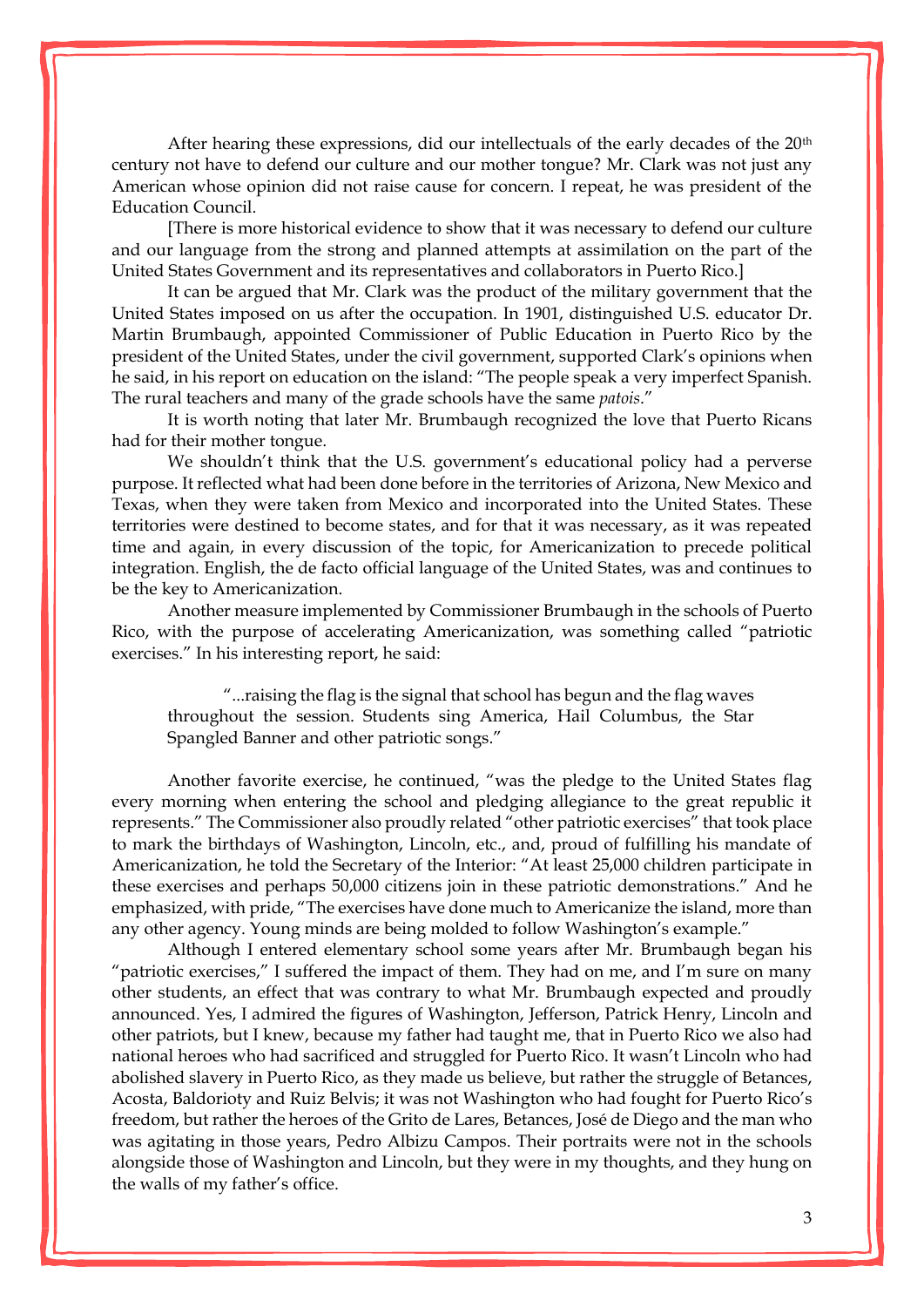After hearing these expressions, did our intellectuals of the early decades of the 20th century not have to defend our culture and our mother tongue? Mr. Clark was not just any American whose opinion did not raise cause for concern. I repeat, he was president of the Education Council.

[There is more historical evidence to show that it was necessary to defend our culture and our language from the strong and planned attempts at assimilation on the part of the United States Government and its representatives and collaborators in Puerto Rico.]

It can be argued that Mr. Clark was the product of the military government that the United States imposed on us after the occupation. In 1901, distinguished U.S. educator Dr. Martin Brumbaugh, appointed Commissioner of Public Education in Puerto Rico by the president of the United States, under the civil government, supported Clark's opinions when he said, in his report on education on the island: "The people speak a very imperfect Spanish. The rural teachers and many of the grade schools have the same *patois*."

It is worth noting that later Mr. Brumbaugh recognized the love that Puerto Ricans had for their mother tongue.

We shouldn't think that the U.S. government's educational policy had a perverse purpose. It reflected what had been done before in the territories of Arizona, New Mexico and Texas, when they were taken from Mexico and incorporated into the United States. These territories were destined to become states, and for that it was necessary, as it was repeated time and again, in every discussion of the topic, for Americanization to precede political integration. English, the de facto official language of the United States, was and continues to be the key to Americanization.

Another measure implemented by Commissioner Brumbaugh in the schools of Puerto Rico, with the purpose of accelerating Americanization, was something called "patriotic exercises." In his interesting report, he said:

> "...raising the flag is the signal that school has begun and the flag waves throughout the session. Students sing America, Hail Columbus, the Star Spangled Banner and other patriotic songs."

Another favorite exercise, he continued, "was the pledge to the United States flag every morning when entering the school and pledging allegiance to the great republic it represents." The Commissioner also proudly related "other patriotic exercises" that took place to mark the birthdays of Washington, Lincoln, etc., and, proud of fulfilling his mandate of Americanization, he told the Secretary of the Interior: "At least 25,000 children participate in these exercises and perhaps 50,000 citizens join in these patriotic demonstrations." And he emphasized, with pride, "The exercises have done much to Americanize the island, more than any other agency. Young minds are being molded to follow Washington's example."

Although I entered elementary school some years after Mr. Brumbaugh began his "patriotic exercises," I suffered the impact of them. They had on me, and I'm sure on many other students, an effect that was contrary to what Mr. Brumbaugh expected and proudly announced. Yes, I admired the figures of Washington, Jefferson, Patrick Henry, Lincoln and other patriots, but I knew, because my father had taught me, that in Puerto Rico we also had national heroes who had sacrificed and struggled for Puerto Rico. It wasn't Lincoln who had abolished slavery in Puerto Rico, as they made us believe, but rather the struggle of Betances, Acosta, Baldorioty and Ruiz Belvis; it was not Washington who had fought for Puerto Rico's freedom, but rather the heroes of the Grito de Lares, Betances, José de Diego and the man who was agitating in those years, Pedro Albizu Campos. Their portraits were not in the schools alongside those of Washington and Lincoln, but they were in my thoughts, and they hung on the walls of my father's office.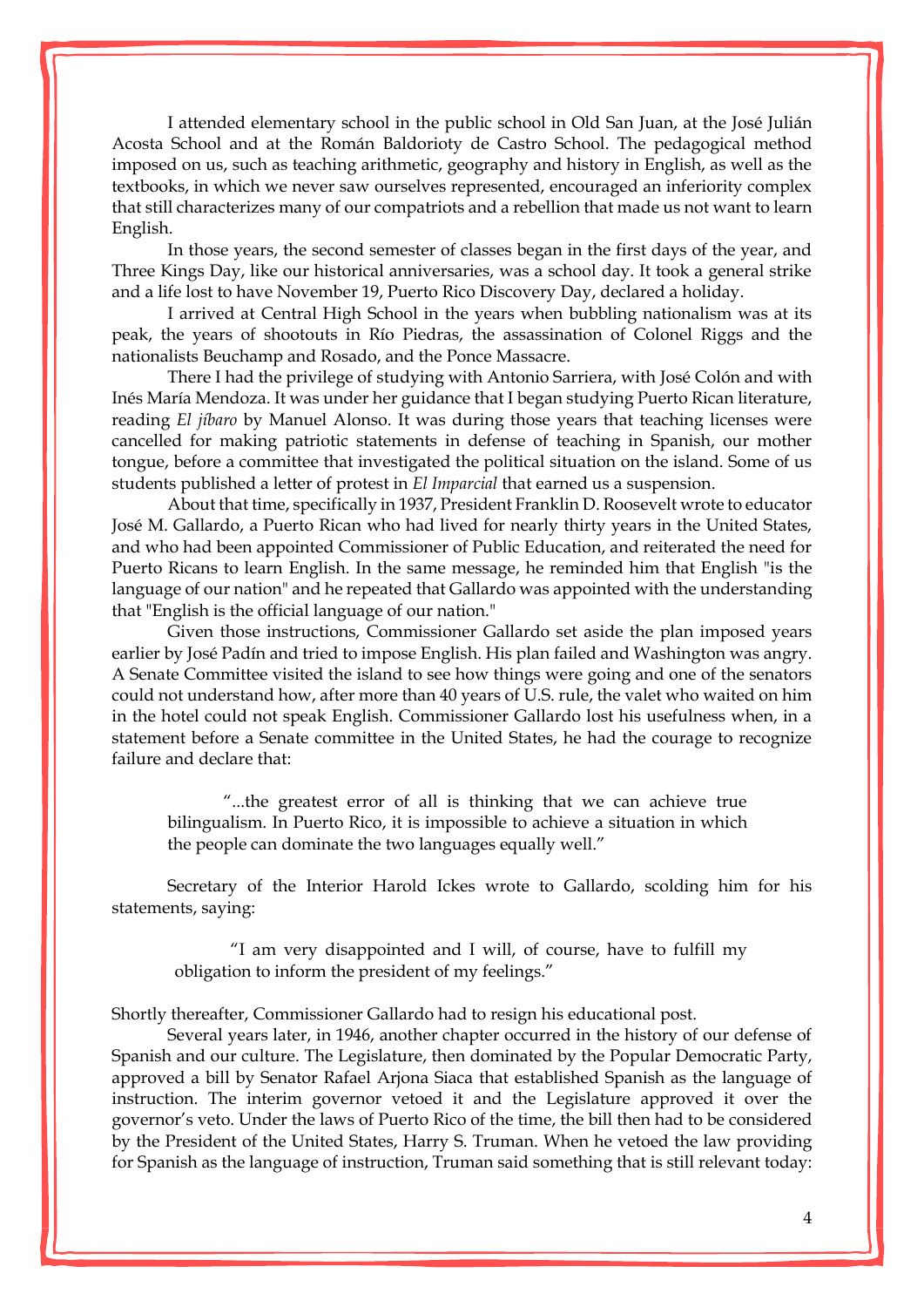I attended elementary school in the public school in Old San Juan, at the José Julián Acosta School and at the Román Baldorioty de Castro School. The pedagogical method imposed on us, such as teaching arithmetic, geography and history in English, as well as the textbooks, in which we never saw ourselves represented, encouraged an inferiority complex that still characterizes many of our compatriots and a rebellion that made us not want to learn English.

In those years, the second semester of classes began in the first days of the year, and Three Kings Day, like our historical anniversaries, was a school day. It took a general strike and a life lost to have November 19, Puerto Rico Discovery Day, declared a holiday.

I arrived at Central High School in the years when bubbling nationalism was at its peak, the years of shootouts in Río Piedras, the assassination of Colonel Riggs and the nationalists Beuchamp and Rosado, and the Ponce Massacre.

There I had the privilege of studying with Antonio Sarriera, with José Colón and with Inés María Mendoza. It was under her guidance that I began studying Puerto Rican literature, reading *El jíbaro* by Manuel Alonso. It was during those years that teaching licenses were cancelled for making patriotic statements in defense of teaching in Spanish, our mother tongue, before a committee that investigated the political situation on the island. Some of us students published a letter of protest in *El Imparcial* that earned us a suspension.

About that time, specifically in 1937, President Franklin D. Roosevelt wrote to educator José M. Gallardo, a Puerto Rican who had lived for nearly thirty years in the United States, and who had been appointed Commissioner of Public Education, and reiterated the need for Puerto Ricans to learn English. In the same message, he reminded him that English "is the language of our nation" and he repeated that Gallardo was appointed with the understanding that "English is the official language of our nation."

Given those instructions, Commissioner Gallardo set aside the plan imposed years earlier by José Padín and tried to impose English. His plan failed and Washington was angry. A Senate Committee visited the island to see how things were going and one of the senators could not understand how, after more than 40 years of U.S. rule, the valet who waited on him in the hotel could not speak English. Commissioner Gallardo lost his usefulness when, in a statement before a Senate committee in the United States, he had the courage to recognize failure and declare that:

> "...the greatest error of all is thinking that we can achieve true bilingualism. In Puerto Rico, it is impossible to achieve a situation in which the people can dominate the two languages equally well."

Secretary of the Interior Harold Ickes wrote to Gallardo, scolding him for his statements, saying:

> "I am very disappointed and I will, of course, have to fulfill my obligation to inform the president of my feelings."

Shortly thereafter, Commissioner Gallardo had to resign his educational post.

Several years later, in 1946, another chapter occurred in the history of our defense of Spanish and our culture. The Legislature, then dominated by the Popular Democratic Party, approved a bill by Senator Rafael Arjona Siaca that established Spanish as the language of instruction. The interim governor vetoed it and the Legislature approved it over the governor's veto. Under the laws of Puerto Rico of the time, the bill then had to be considered by the President of the United States, Harry S. Truman. When he vetoed the law providing for Spanish as the language of instruction, Truman said something that is still relevant today: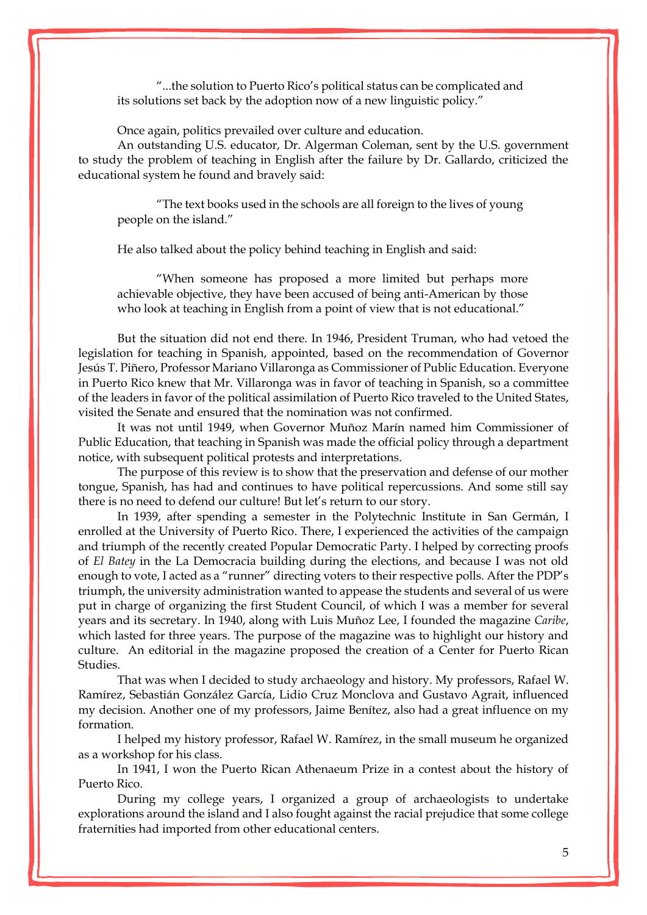> "...the solution to Puerto Rico's political status can be complicated and its solutions set back by the adoption now of a new linguistic policy."

Once again, politics prevailed over culture and education.

An outstanding U.S. educator, Dr. Algerman Coleman, sent by the U.S. government to study the problem of teaching in English after the failure by Dr. Gallardo, criticized the educational system he found and bravely said:

> "The text books used in the schools are all foreign to the lives of young people on the island."

He also talked about the policy behind teaching in English and said:

> "When someone has proposed a more limited but perhaps more achievable objective, they have been accused of being anti-American by those who look at teaching in English from a point of view that is not educational."

But the situation did not end there. In 1946, President Truman, who had vetoed the legislation for teaching in Spanish, appointed, based on the recommendation of Governor Jesús T. Piñero, Professor Mariano Villaronga as Commissioner of Public Education. Everyone in Puerto Rico knew that Mr. Villaronga was in favor of teaching in Spanish, so a committee of the leaders in favor of the political assimilation of Puerto Rico traveled to the United States, visited the Senate and ensured that the nomination was not confirmed.

It was not until 1949, when Governor Muñoz Marín named him Commissioner of Public Education, that teaching in Spanish was made the official policy through a department notice, with subsequent political protests and interpretations.

The purpose of this review is to show that the preservation and defense of our mother tongue, Spanish, has had and continues to have political repercussions. And some still say there is no need to defend our culture! But let's return to our story.

In 1939, after spending a semester in the Polytechnic Institute in San Germán, I enrolled at the University of Puerto Rico. There, I experienced the activities of the campaign and triumph of the recently created Popular Democratic Party. I helped by correcting proofs of *El Batey* in the La Democracia building during the elections, and because I was not old enough to vote, I acted as a "runner" directing voters to their respective polls. After the PDP's triumph, the university administration wanted to appease the students and several of us were put in charge of organizing the first Student Council, of which I was a member for several years and its secretary. In 1940, along with Luis Muñoz Lee, I founded the magazine *Caribe*, which lasted for three years. The purpose of the magazine was to highlight our history and culture. An editorial in the magazine proposed the creation of a Center for Puerto Rican Studies.

That was when I decided to study archaeology and history. My professors, Rafael W. Ramírez, Sebastián González García, Lidio Cruz Monclova and Gustavo Agrait, influenced my decision. Another one of my professors, Jaime Benítez, also had a great influence on my formation.

I helped my history professor, Rafael W. Ramírez, in the small museum he organized as a workshop for his class.

In 1941, I won the Puerto Rican Athenaeum Prize in a contest about the history of Puerto Rico.

During my college years, I organized a group of archaeologists to undertake explorations around the island and I also fought against the racial prejudice that some college fraternities had imported from other educational centers.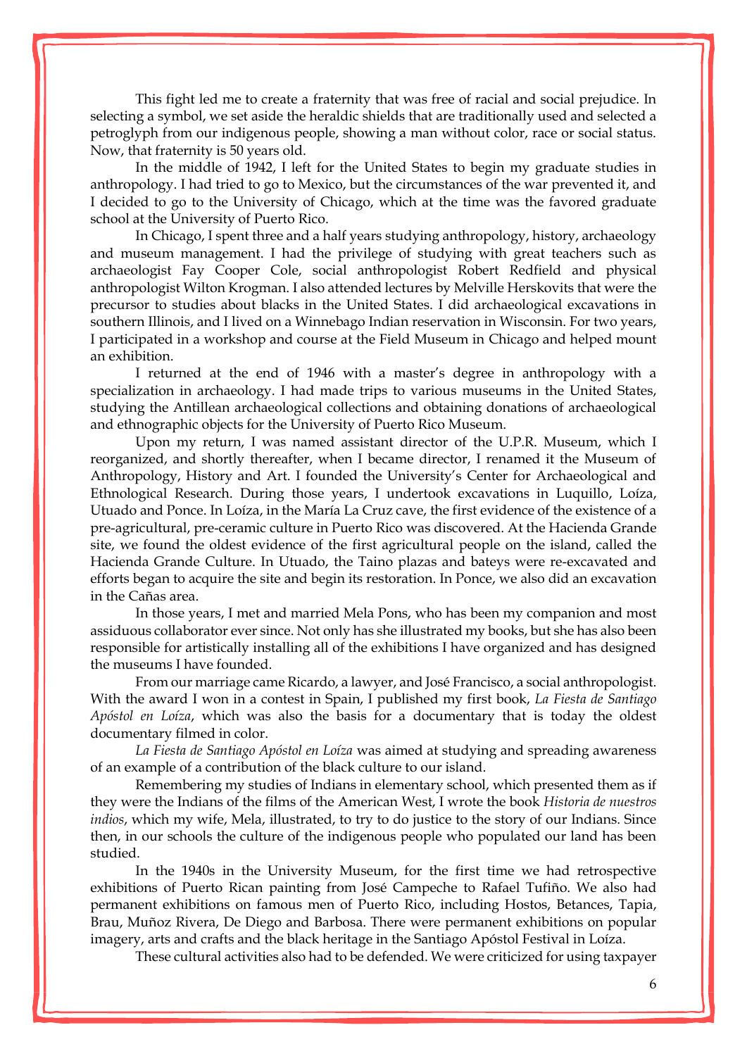This fight led me to create a fraternity that was free of racial and social prejudice. In selecting a symbol, we set aside the heraldic shields that are traditionally used and selected a petroglyph from our indigenous people, showing a man without color, race or social status. Now, that fraternity is 50 years old.

In the middle of 1942, I left for the United States to begin my graduate studies in anthropology. I had tried to go to Mexico, but the circumstances of the war prevented it, and I decided to go to the University of Chicago, which at the time was the favored graduate school at the University of Puerto Rico.

In Chicago, I spent three and a half years studying anthropology, history, archaeology and museum management. I had the privilege of studying with great teachers such as archaeologist Fay Cooper Cole, social anthropologist Robert Redfield and physical anthropologist Wilton Krogman. I also attended lectures by Melville Herskovits that were the precursor to studies about blacks in the United States. I did archaeological excavations in southern Illinois, and I lived on a Winnebago Indian reservation in Wisconsin. For two years, I participated in a workshop and course at the Field Museum in Chicago and helped mount an exhibition.

I returned at the end of 1946 with a master's degree in anthropology with a specialization in archaeology. I had made trips to various museums in the United States, studying the Antillean archaeological collections and obtaining donations of archaeological and ethnographic objects for the University of Puerto Rico Museum.

Upon my return, I was named assistant director of the U.P.R. Museum, which I reorganized, and shortly thereafter, when I became director, I renamed it the Museum of Anthropology, History and Art. I founded the University's Center for Archaeological and Ethnological Research. During those years, I undertook excavations in Luquillo, Loíza, Utuado and Ponce. In Loíza, in the María La Cruz cave, the first evidence of the existence of a pre-agricultural, pre-ceramic culture in Puerto Rico was discovered. At the Hacienda Grande site, we found the oldest evidence of the first agricultural people on the island, called the Hacienda Grande Culture. In Utuado, the Taino plazas and bateys were re-excavated and efforts began to acquire the site and begin its restoration. In Ponce, we also did an excavation in the Cañas area.

In those years, I met and married Mela Pons, who has been my companion and most assiduous collaborator ever since. Not only has she illustrated my books, but she has also been responsible for artistically installing all of the exhibitions I have organized and has designed the museums I have founded.

From our marriage came Ricardo, a lawyer, and José Francisco, a social anthropologist. With the award I won in a contest in Spain, I published my first book, *La Fiesta de Santiago Apóstol en Loíza*, which was also the basis for a documentary that is today the oldest documentary filmed in color.

*La Fiesta de Santiago Apóstol en Loíza* was aimed at studying and spreading awareness of an example of a contribution of the black culture to our island.

Remembering my studies of Indians in elementary school, which presented them as if they were the Indians of the films of the American West, I wrote the book *Historia de nuestros indios*, which my wife, Mela, illustrated, to try to do justice to the story of our Indians. Since then, in our schools the culture of the indigenous people who populated our land has been studied.

In the 1940s in the University Museum, for the first time we had retrospective exhibitions of Puerto Rican painting from José Campeche to Rafael Tufiño. We also had permanent exhibitions on famous men of Puerto Rico, including Hostos, Betances, Tapia, Brau, Muñoz Rivera, De Diego and Barbosa. There were permanent exhibitions on popular imagery, arts and crafts and the black heritage in the Santiago Apóstol Festival in Loíza.

These cultural activities also had to be defended. We were criticized for using taxpayer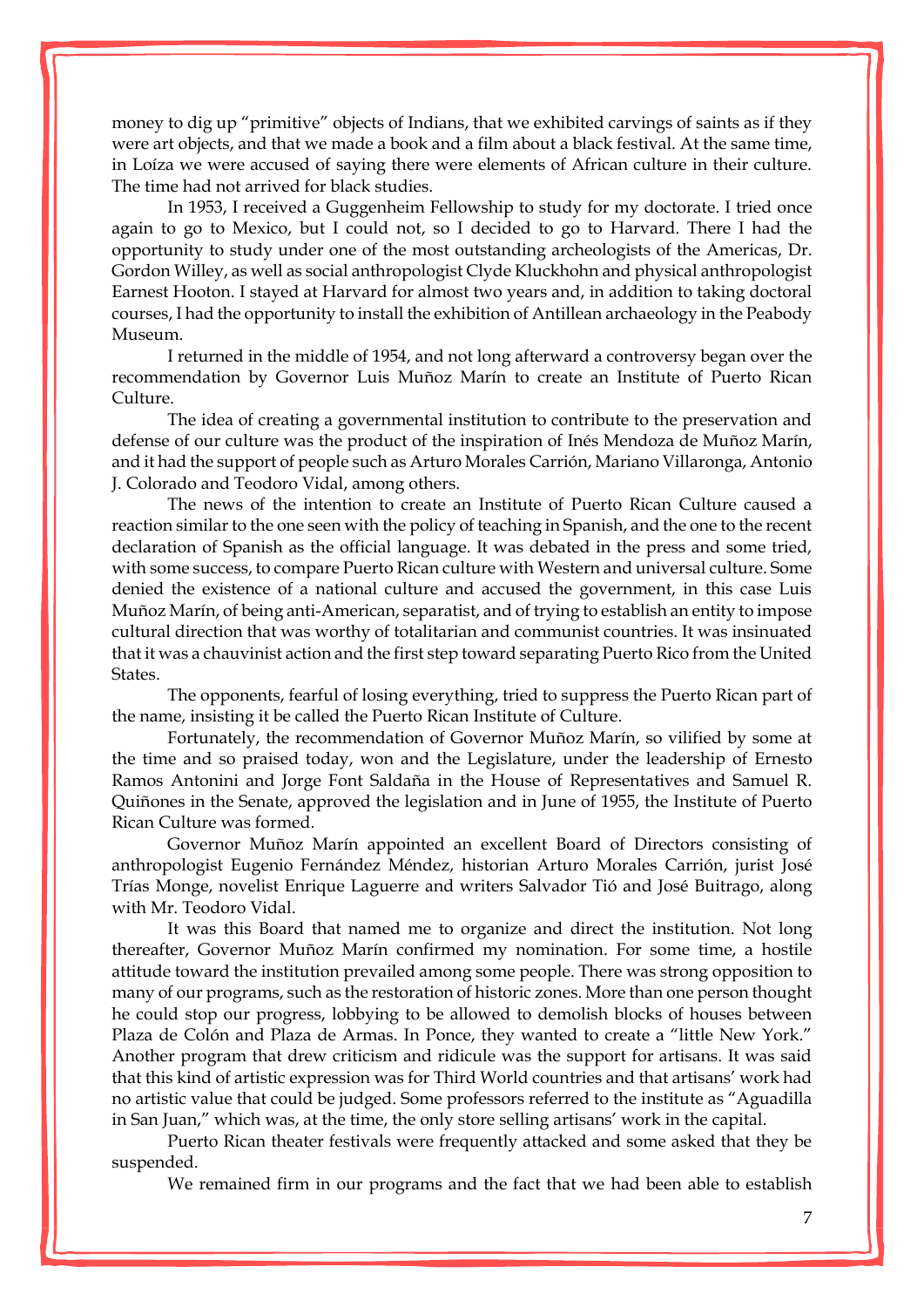money to dig up “primitive” objects of Indians, that we exhibited carvings of saints as if they were art objects, and that we made a book and a film about a black festival. At the same time, in Loíza we were accused of saying there were elements of African culture in their culture. The time had not arrived for black studies.

In 1953, I received a Guggenheim Fellowship to study for my doctorate. I tried once again to go to Mexico, but I could not, so I decided to go to Harvard. There I had the opportunity to study under one of the most outstanding archeologists of the Americas, Dr. Gordon Willey, as well as social anthropologist Clyde Kluckhohn and physical anthropologist Earnest Hooton. I stayed at Harvard for almost two years and, in addition to taking doctoral courses, I had the opportunity to install the exhibition of Antillean archaeology in the Peabody Museum.

I returned in the middle of 1954, and not long afterward a controversy began over the recommendation by Governor Luis Muñoz Marín to create an Institute of Puerto Rican Culture.

The idea of creating a governmental institution to contribute to the preservation and defense of our culture was the product of the inspiration of Inés Mendoza de Muñoz Marín, and it had the support of people such as Arturo Morales Carrión, Mariano Villaronga, Antonio J. Colorado and Teodoro Vidal, among others.

The news of the intention to create an Institute of Puerto Rican Culture caused a reaction similar to the one seen with the policy of teaching in Spanish, and the one to the recent declaration of Spanish as the official language. It was debated in the press and some tried, with some success, to compare Puerto Rican culture with Western and universal culture. Some denied the existence of a national culture and accused the government, in this case Luis Muñoz Marín, of being anti-American, separatist, and of trying to establish an entity to impose cultural direction that was worthy of totalitarian and communist countries. It was insinuated that it was a chauvinist action and the first step toward separating Puerto Rico from the United States.

The opponents, fearful of losing everything, tried to suppress the Puerto Rican part of the name, insisting it be called the Puerto Rican Institute of Culture.

Fortunately, the recommendation of Governor Muñoz Marín, so vilified by some at the time and so praised today, won and the Legislature, under the leadership of Ernesto Ramos Antonini and Jorge Font Saldaña in the House of Representatives and Samuel R. Quiñones in the Senate, approved the legislation and in June of 1955, the Institute of Puerto Rican Culture was formed.

Governor Muñoz Marín appointed an excellent Board of Directors consisting of anthropologist Eugenio Fernández Méndez, historian Arturo Morales Carrión, jurist José Trías Monge, novelist Enrique Laguerre and writers Salvador Tió and José Buitrago, along with Mr. Teodoro Vidal.

It was this Board that named me to organize and direct the institution. Not long thereafter, Governor Muñoz Marín confirmed my nomination. For some time, a hostile attitude toward the institution prevailed among some people. There was strong opposition to many of our programs, such as the restoration of historic zones. More than one person thought he could stop our progress, lobbying to be allowed to demolish blocks of houses between Plaza de Colón and Plaza de Armas. In Ponce, they wanted to create a “little New York.” Another program that drew criticism and ridicule was the support for artisans. It was said that this kind of artistic expression was for Third World countries and that artisans' work had no artistic value that could be judged. Some professors referred to the institute as “Aguadilla in San Juan,” which was, at the time, the only store selling artisans' work in the capital.

Puerto Rican theater festivals were frequently attacked and some asked that they be suspended.

We remained firm in our programs and the fact that we had been able to establish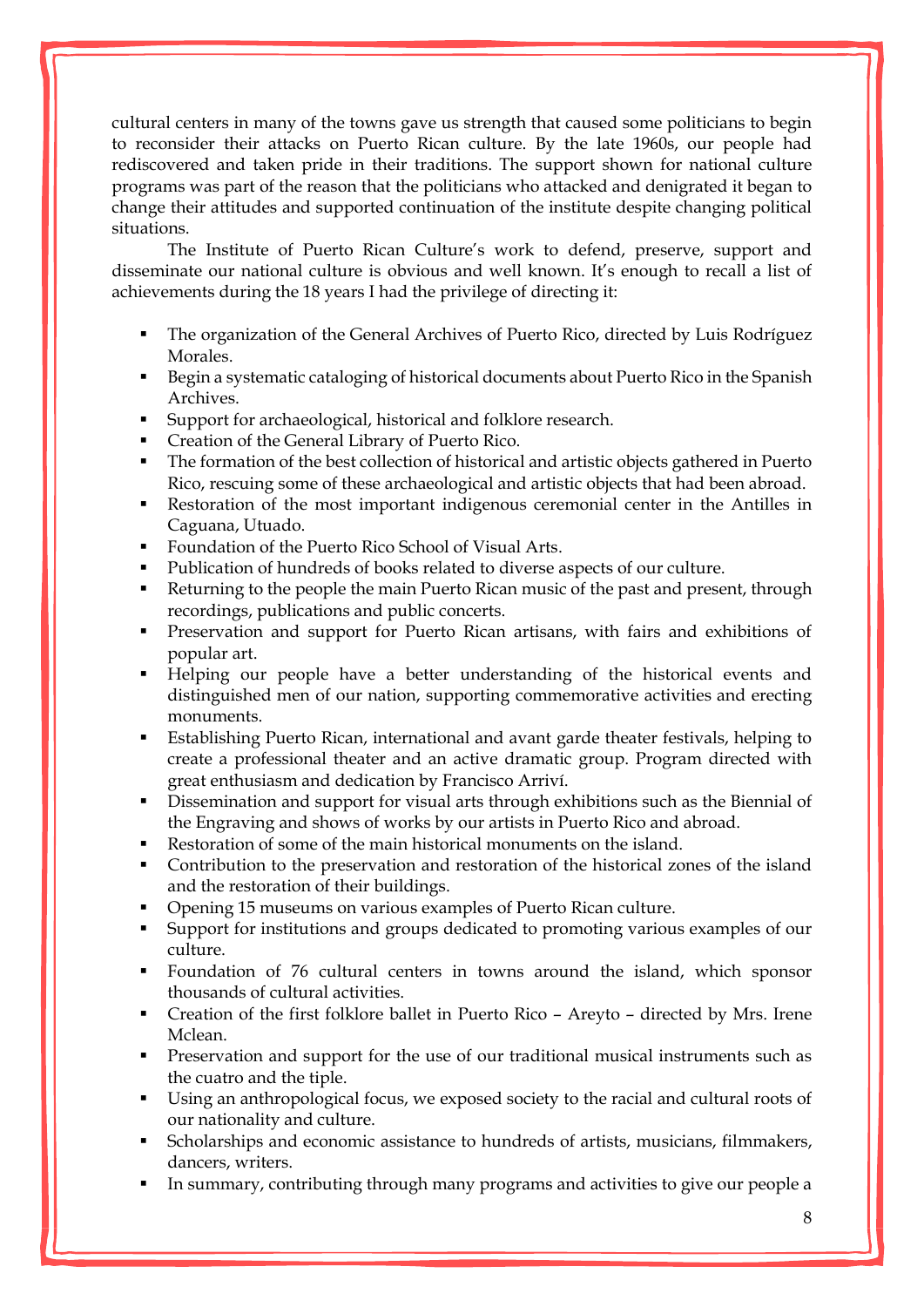cultural centers in many of the towns gave us strength that caused some politicians to begin to reconsider their attacks on Puerto Rican culture. By the late 1960s, our people had rediscovered and taken pride in their traditions. The support shown for national culture programs was part of the reason that the politicians who attacked and denigrated it began to change their attitudes and supported continuation of the institute despite changing political situations.

The Institute of Puerto Rican Culture's work to defend, preserve, support and disseminate our national culture is obvious and well known. It's enough to recall a list of achievements during the 18 years I had the privilege of directing it:

- The organization of the General Archives of Puerto Rico, directed by Luis Rodríguez Morales.
- Begin a systematic cataloging of historical documents about Puerto Rico in the Spanish Archives.
- Support for archaeological, historical and folklore research.
- Creation of the General Library of Puerto Rico.
- The formation of the best collection of historical and artistic objects gathered in Puerto Rico, rescuing some of these archaeological and artistic objects that had been abroad.
- Restoration of the most important indigenous ceremonial center in the Antilles in Caguana, Utuado.
- Foundation of the Puerto Rico School of Visual Arts.
- Publication of hundreds of books related to diverse aspects of our culture.
- Returning to the people the main Puerto Rican music of the past and present, through recordings, publications and public concerts.
- Preservation and support for Puerto Rican artisans, with fairs and exhibitions of popular art.
- Helping our people have a better understanding of the historical events and distinguished men of our nation, supporting commemorative activities and erecting monuments.
- Establishing Puerto Rican, international and avant garde theater festivals, helping to create a professional theater and an active dramatic group. Program directed with great enthusiasm and dedication by Francisco Arriví.
- Dissemination and support for visual arts through exhibitions such as the Biennial of the Engraving and shows of works by our artists in Puerto Rico and abroad.
- Restoration of some of the main historical monuments on the island.
- Contribution to the preservation and restoration of the historical zones of the island and the restoration of their buildings.
- Opening 15 museums on various examples of Puerto Rican culture.
- Support for institutions and groups dedicated to promoting various examples of our culture.
- Foundation of 76 cultural centers in towns around the island, which sponsor thousands of cultural activities.
- Creation of the first folklore ballet in Puerto Rico – Areyto – directed by Mrs. Irene Mclean.
- Preservation and support for the use of our traditional musical instruments such as the cuatro and the tiple.
- Using an anthropological focus, we exposed society to the racial and cultural roots of our nationality and culture.
- Scholarships and economic assistance to hundreds of artists, musicians, filmmakers, dancers, writers.
- In summary, contributing through many programs and activities to give our people a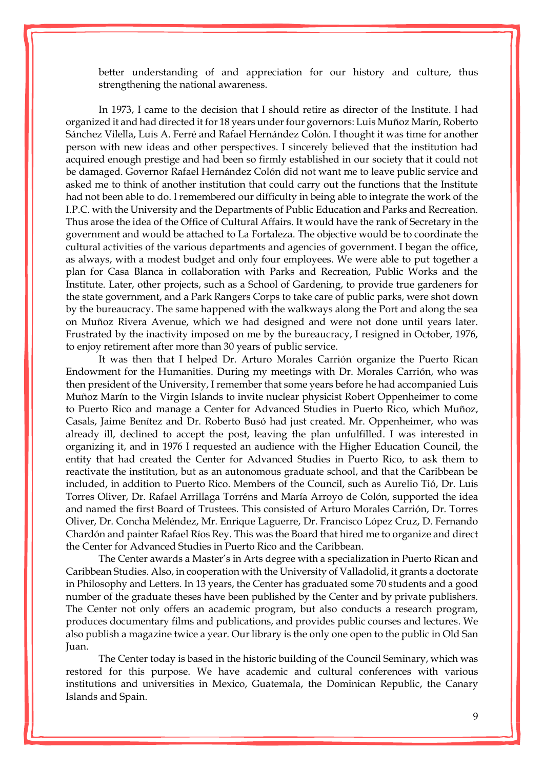better understanding of and appreciation for our history and culture, thus strengthening the national awareness.

In 1973, I came to the decision that I should retire as director of the Institute. I had organized it and had directed it for 18 years under four governors: Luis Muñoz Marín, Roberto Sánchez Vilella, Luis A. Ferré and Rafael Hernández Colón. I thought it was time for another person with new ideas and other perspectives. I sincerely believed that the institution had acquired enough prestige and had been so firmly established in our society that it could not be damaged. Governor Rafael Hernández Colón did not want me to leave public service and asked me to think of another institution that could carry out the functions that the Institute had not been able to do. I remembered our difficulty in being able to integrate the work of the I.P.C. with the University and the Departments of Public Education and Parks and Recreation. Thus arose the idea of the Office of Cultural Affairs. It would have the rank of Secretary in the government and would be attached to La Fortaleza. The objective would be to coordinate the cultural activities of the various departments and agencies of government. I began the office, as always, with a modest budget and only four employees. We were able to put together a plan for Casa Blanca in collaboration with Parks and Recreation, Public Works and the Institute. Later, other projects, such as a School of Gardening, to provide true gardeners for the state government, and a Park Rangers Corps to take care of public parks, were shot down by the bureaucracy. The same happened with the walkways along the Port and along the sea on Muñoz Rivera Avenue, which we had designed and were not done until years later. Frustrated by the inactivity imposed on me by the bureaucracy, I resigned in October, 1976, to enjoy retirement after more than 30 years of public service.

It was then that I helped Dr. Arturo Morales Carrión organize the Puerto Rican Endowment for the Humanities. During my meetings with Dr. Morales Carrión, who was then president of the University, I remember that some years before he had accompanied Luis Muñoz Marín to the Virgin Islands to invite nuclear physicist Robert Oppenheimer to come to Puerto Rico and manage a Center for Advanced Studies in Puerto Rico, which Muñoz, Casals, Jaime Benítez and Dr. Roberto Busó had just created. Mr. Oppenheimer, who was already ill, declined to accept the post, leaving the plan unfulfilled. I was interested in organizing it, and in 1976 I requested an audience with the Higher Education Council, the entity that had created the Center for Advanced Studies in Puerto Rico, to ask them to reactivate the institution, but as an autonomous graduate school, and that the Caribbean be included, in addition to Puerto Rico. Members of the Council, such as Aurelio Tió, Dr. Luis Torres Oliver, Dr. Rafael Arrillaga Torréns and María Arroyo de Colón, supported the idea and named the first Board of Trustees. This consisted of Arturo Morales Carrión, Dr. Torres Oliver, Dr. Concha Meléndez, Mr. Enrique Laguerre, Dr. Francisco López Cruz, D. Fernando Chardón and painter Rafael Ríos Rey. This was the Board that hired me to organize and direct the Center for Advanced Studies in Puerto Rico and the Caribbean.

The Center awards a Master's in Arts degree with a specialization in Puerto Rican and Caribbean Studies. Also, in cooperation with the University of Valladolid, it grants a doctorate in Philosophy and Letters. In 13 years, the Center has graduated some 70 students and a good number of the graduate theses have been published by the Center and by private publishers. The Center not only offers an academic program, but also conducts a research program, produces documentary films and publications, and provides public courses and lectures. We also publish a magazine twice a year. Our library is the only one open to the public in Old San Juan.

The Center today is based in the historic building of the Council Seminary, which was restored for this purpose. We have academic and cultural conferences with various institutions and universities in Mexico, Guatemala, the Dominican Republic, the Canary Islands and Spain.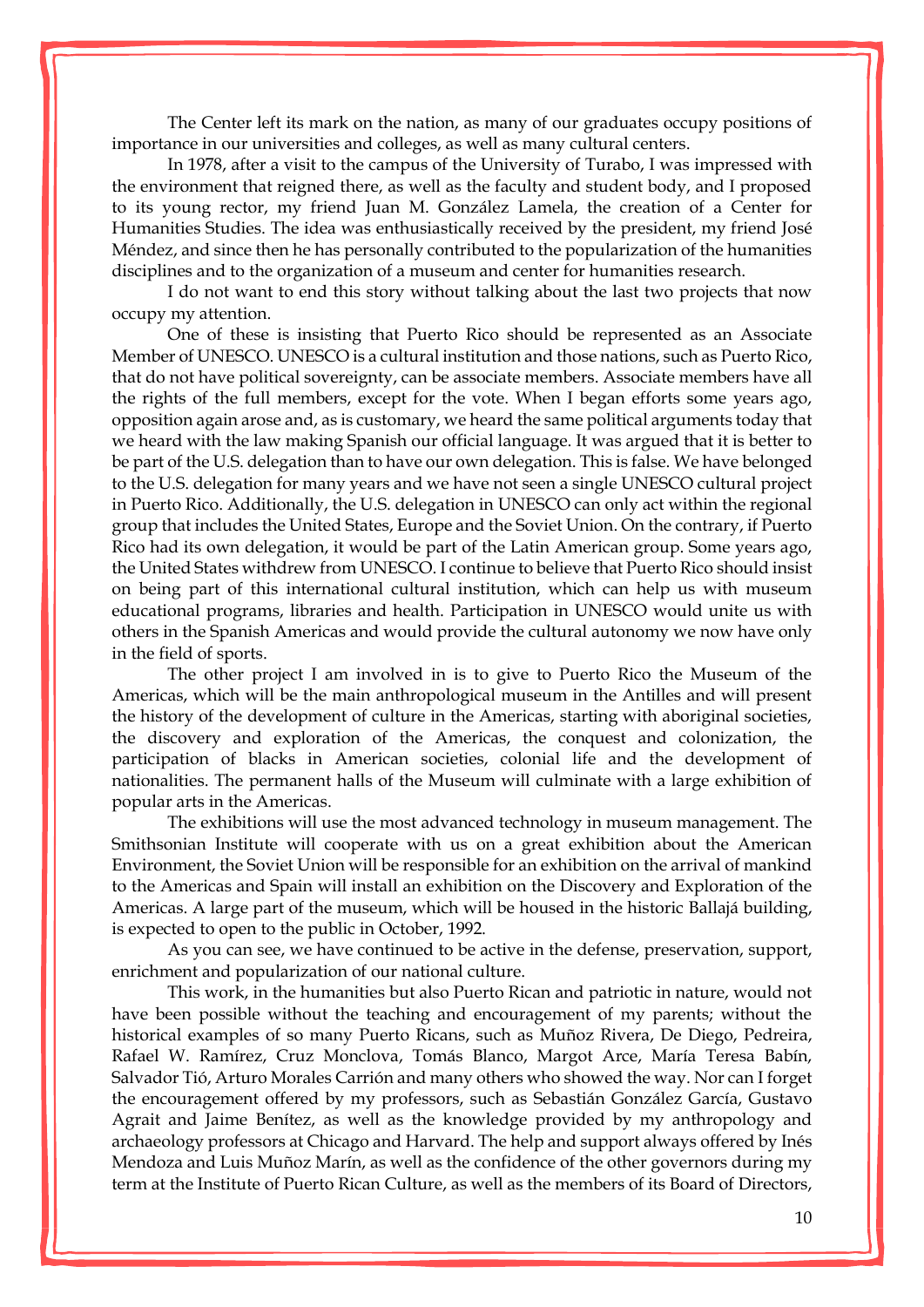The Center left its mark on the nation, as many of our graduates occupy positions of importance in our universities and colleges, as well as many cultural centers.

In 1978, after a visit to the campus of the University of Turabo, I was impressed with the environment that reigned there, as well as the faculty and student body, and I proposed to its young rector, my friend Juan M. González Lamela, the creation of a Center for Humanities Studies. The idea was enthusiastically received by the president, my friend José Méndez, and since then he has personally contributed to the popularization of the humanities disciplines and to the organization of a museum and center for humanities research.

I do not want to end this story without talking about the last two projects that now occupy my attention.

One of these is insisting that Puerto Rico should be represented as an Associate Member of UNESCO. UNESCO is a cultural institution and those nations, such as Puerto Rico, that do not have political sovereignty, can be associate members. Associate members have all the rights of the full members, except for the vote. When I began efforts some years ago, opposition again arose and, as is customary, we heard the same political arguments today that we heard with the law making Spanish our official language. It was argued that it is better to be part of the U.S. delegation than to have our own delegation. This is false. We have belonged to the U.S. delegation for many years and we have not seen a single UNESCO cultural project in Puerto Rico. Additionally, the U.S. delegation in UNESCO can only act within the regional group that includes the United States, Europe and the Soviet Union. On the contrary, if Puerto Rico had its own delegation, it would be part of the Latin American group. Some years ago, the United States withdrew from UNESCO. I continue to believe that Puerto Rico should insist on being part of this international cultural institution, which can help us with museum educational programs, libraries and health. Participation in UNESCO would unite us with others in the Spanish Americas and would provide the cultural autonomy we now have only in the field of sports.

The other project I am involved in is to give to Puerto Rico the Museum of the Americas, which will be the main anthropological museum in the Antilles and will present the history of the development of culture in the Americas, starting with aboriginal societies, the discovery and exploration of the Americas, the conquest and colonization, the participation of blacks in American societies, colonial life and the development of nationalities. The permanent halls of the Museum will culminate with a large exhibition of popular arts in the Americas.

The exhibitions will use the most advanced technology in museum management. The Smithsonian Institute will cooperate with us on a great exhibition about the American Environment, the Soviet Union will be responsible for an exhibition on the arrival of mankind to the Americas and Spain will install an exhibition on the Discovery and Exploration of the Americas. A large part of the museum, which will be housed in the historic Ballajá building, is expected to open to the public in October, 1992.

As you can see, we have continued to be active in the defense, preservation, support, enrichment and popularization of our national culture.

This work, in the humanities but also Puerto Rican and patriotic in nature, would not have been possible without the teaching and encouragement of my parents; without the historical examples of so many Puerto Ricans, such as Muñoz Rivera, De Diego, Pedreira, Rafael W. Ramírez, Cruz Monclova, Tomás Blanco, Margot Arce, María Teresa Babín, Salvador Tió, Arturo Morales Carrión and many others who showed the way. Nor can I forget the encouragement offered by my professors, such as Sebastián González García, Gustavo Agrait and Jaime Benítez, as well as the knowledge provided by my anthropology and archaeology professors at Chicago and Harvard. The help and support always offered by Inés Mendoza and Luis Muñoz Marín, as well as the confidence of the other governors during my term at the Institute of Puerto Rican Culture, as well as the members of its Board of Directors,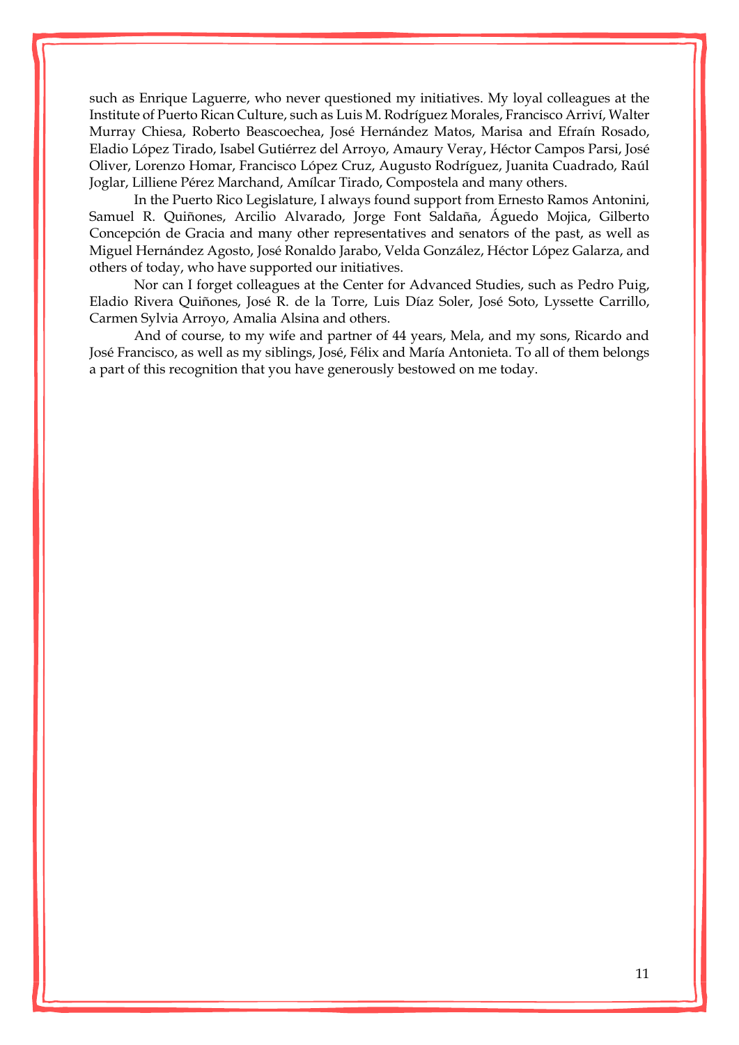such as Enrique Laguerre, who never questioned my initiatives. My loyal colleagues at the Institute of Puerto Rican Culture, such as Luis M. Rodríguez Morales, Francisco Arriví, Walter Murray Chiesa, Roberto Beascoechea, José Hernández Matos, Marisa and Efraín Rosado, Eladio López Tirado, Isabel Gutiérrez del Arroyo, Amaury Veray, Héctor Campos Parsi, José Oliver, Lorenzo Homar, Francisco López Cruz, Augusto Rodríguez, Juanita Cuadrado, Raúl Joglar, Lilliene Pérez Marchand, Amílcar Tirado, Compostela and many others.

In the Puerto Rico Legislature, I always found support from Ernesto Ramos Antonini, Samuel R. Quiñones, Arcilio Alvarado, Jorge Font Saldaña, Águedo Mojica, Gilberto Concepción de Gracia and many other representatives and senators of the past, as well as Miguel Hernández Agosto, José Ronaldo Jarabo, Velda González, Héctor López Galarza, and others of today, who have supported our initiatives.

Nor can I forget colleagues at the Center for Advanced Studies, such as Pedro Puig, Eladio Rivera Quiñones, José R. de la Torre, Luis Díaz Soler, José Soto, Lyssette Carrillo, Carmen Sylvia Arroyo, Amalia Alsina and others.

And of course, to my wife and partner of 44 years, Mela, and my sons, Ricardo and José Francisco, as well as my siblings, José, Félix and María Antonieta. To all of them belongs a part of this recognition that you have generously bestowed on me today.